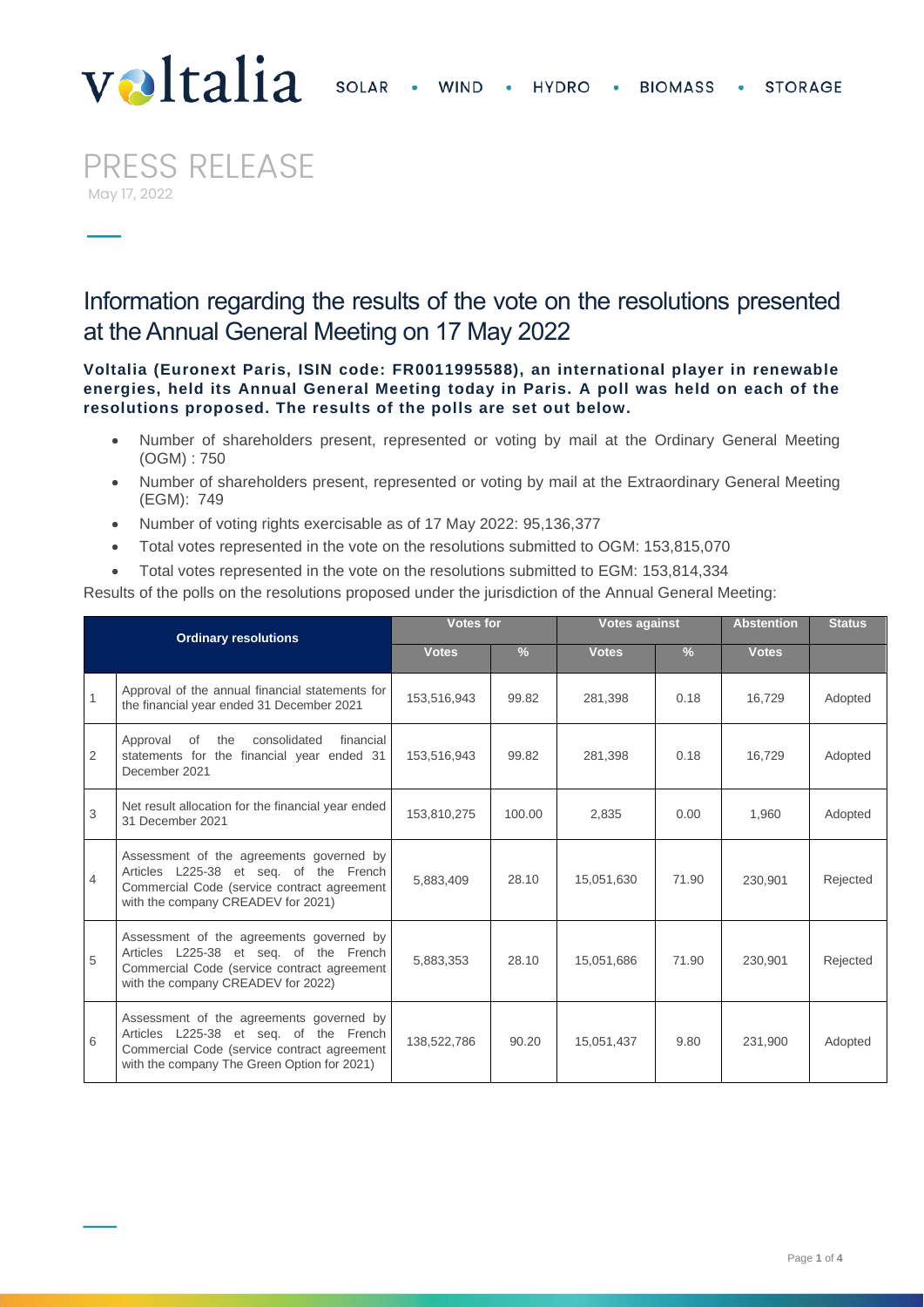# PRESS RELEASE

May 17, 2022

## Information regarding the results of the vote on the resolutions presented at the Annual General Meeting on 17 May 2022

**Voltalia (Euronext Paris, ISIN code: FR0011995588), an international player in renewable energies, held its Annual General Meeting today in Paris. A poll was held on each of the resolutions proposed. The results of the polls are set out below.**

- Number of shareholders present, represented or voting by mail at the Ordinary General Meeting (OGM) : 750
- Number of shareholders present, represented or voting by mail at the Extraordinary General Meeting (EGM): 749
- Number of voting rights exercisable as of 17 May 2022: 95,136,377
- Total votes represented in the vote on the resolutions submitted to OGM: 153,815,070
- Total votes represented in the vote on the resolutions submitted to EGM: 153,814,334

Results of the polls on the resolutions proposed under the jurisdiction of the Annual General Meeting:

| Ordinary resolutions | | Votes for | | Votes against | | Abstention | Status |
|---|---|---|---|---|---|---|---|
| | | Votes | % | Votes | % | Votes | |
| 1 | Approval of the annual financial statements for the financial year ended 31 December 2021 | 153,516,943 | 99.82 | 281,398 | 0.18 | 16,729 | Adopted |
| 2 | Approval of the consolidated financial statements for the financial year ended 31 December 2021 | 153,516,943 | 99.82 | 281,398 | 0.18 | 16,729 | Adopted |
| 3 | Net result allocation for the financial year ended 31 December 2021 | 153,810,275 | 100.00 | 2,835 | 0.00 | 1,960 | Adopted |
| 4 | Assessment of the agreements governed by Articles L225-38 et seq. of the French Commercial Code (service contract agreement with the company CREADEV for 2021) | 5,883,409 | 28.10 | 15,051,630 | 71.90 | 230,901 | Rejected |
| 5 | Assessment of the agreements governed by Articles L225-38 et seq. of the French Commercial Code (service contract agreement with the company CREADEV for 2022) | 5,883,353 | 28.10 | 15,051,686 | 71.90 | 230,901 | Rejected |
| 6 | Assessment of the agreements governed by Articles L225-38 et seq. of the French Commercial Code (service contract agreement with the company The Green Option for 2021) | 138,522,786 | 90.20 | 15,051,437 | 9.80 | 231,900 | Adopted |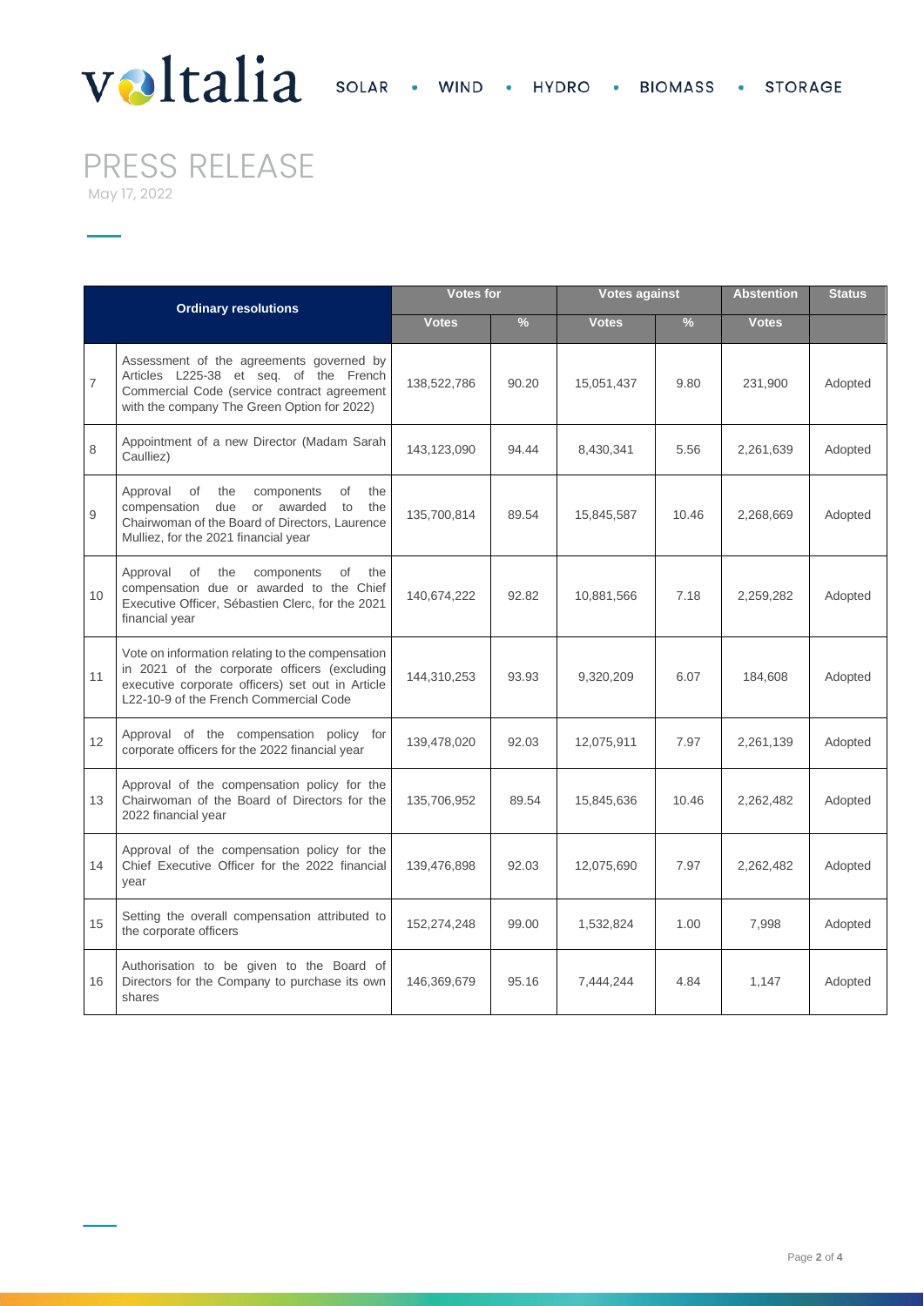# PRESS RELEASE

May 17, 2022

| Ordinary resolutions | | Votes for | | Votes against | | Abstention | Status |
|---|---|---|---|---|---|---|---|
| | | Votes | % | Votes | % | Votes | |
| 7 | Assessment of the agreements governed by Articles L225-38 et seq. of the French Commercial Code (service contract agreement with the company The Green Option for 2022) | 138,522,786 | 90.20 | 15,051,437 | 9.80 | 231,900 | Adopted |
| 8 | Appointment of a new Director (Madam Sarah Caulliez) | 143,123,090 | 94.44 | 8,430,341 | 5.56 | 2,261,639 | Adopted |
| 9 | Approval of the components of the compensation due or awarded to the Chairwoman of the Board of Directors, Laurence Mulliez, for the 2021 financial year | 135,700,814 | 89.54 | 15,845,587 | 10.46 | 2,268,669 | Adopted |
| 10 | Approval of the components of the compensation due or awarded to the Chief Executive Officer, Sébastien Clerc, for the 2021 financial year | 140,674,222 | 92.82 | 10,881,566 | 7.18 | 2,259,282 | Adopted |
| 11 | Vote on information relating to the compensation in 2021 of the corporate officers (excluding executive corporate officers) set out in Article L22-10-9 of the French Commercial Code | 144,310,253 | 93.93 | 9,320,209 | 6.07 | 184,608 | Adopted |
| 12 | Approval of the compensation policy for corporate officers for the 2022 financial year | 139,478,020 | 92.03 | 12,075,911 | 7.97 | 2,261,139 | Adopted |
| 13 | Approval of the compensation policy for the Chairwoman of the Board of Directors for the 2022 financial year | 135,706,952 | 89.54 | 15,845,636 | 10.46 | 2,262,482 | Adopted |
| 14 | Approval of the compensation policy for the Chief Executive Officer for the 2022 financial year | 139,476,898 | 92.03 | 12,075,690 | 7.97 | 2,262,482 | Adopted |
| 15 | Setting the overall compensation attributed to the corporate officers | 152,274,248 | 99.00 | 1,532,824 | 1.00 | 7,998 | Adopted |
| 16 | Authorisation to be given to the Board of Directors for the Company to purchase its own shares | 146,369,679 | 95.16 | 7,444,244 | 4.84 | 1,147 | Adopted |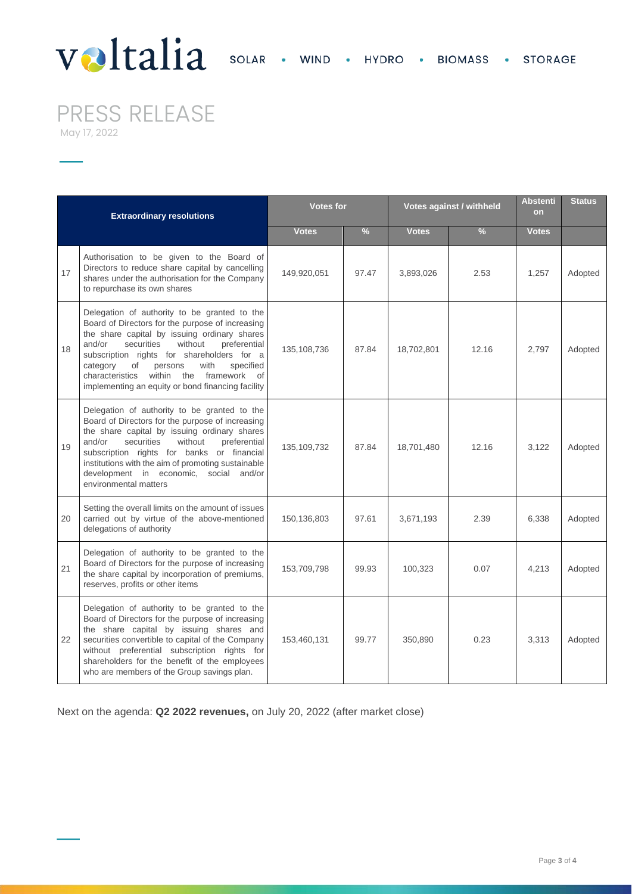# PRESS RELEASE

May 17, 2022

| | Extraordinary resolutions | Votes for | | Votes against / withheld | | Abstention | Status |
|---|---|---|---|---|---|---|---|
| | | Votes | % | Votes | % | Votes | |
| 17 | Authorisation to be given to the Board of Directors to reduce share capital by cancelling shares under the authorisation for the Company to repurchase its own shares | 149,920,051 | 97.47 | 3,893,026 | 2.53 | 1,257 | Adopted |
| 18 | Delegation of authority to be granted to the Board of Directors for the purpose of increasing the share capital by issuing ordinary shares and/or securities without preferential subscription rights for shareholders for a category of persons with specified characteristics within the framework of implementing an equity or bond financing facility | 135,108,736 | 87.84 | 18,702,801 | 12.16 | 2,797 | Adopted |
| 19 | Delegation of authority to be granted to the Board of Directors for the purpose of increasing the share capital by issuing ordinary shares and/or securities without preferential subscription rights for banks or financial institutions with the aim of promoting sustainable development in economic, social and/or environmental matters | 135,109,732 | 87.84 | 18,701,480 | 12.16 | 3,122 | Adopted |
| 20 | Setting the overall limits on the amount of issues carried out by virtue of the above-mentioned delegations of authority | 150,136,803 | 97.61 | 3,671,193 | 2.39 | 6,338 | Adopted |
| 21 | Delegation of authority to be granted to the Board of Directors for the purpose of increasing the share capital by incorporation of premiums, reserves, profits or other items | 153,709,798 | 99.93 | 100,323 | 0.07 | 4,213 | Adopted |
| 22 | Delegation of authority to be granted to the Board of Directors for the purpose of increasing the share capital by issuing shares and securities convertible to capital of the Company without preferential subscription rights for shareholders for the benefit of the employees who are members of the Group savings plan. | 153,460,131 | 99.77 | 350,890 | 0.23 | 3,313 | Adopted |

Next on the agenda: **Q2 2022 revenues,** on July 20, 2022 (after market close)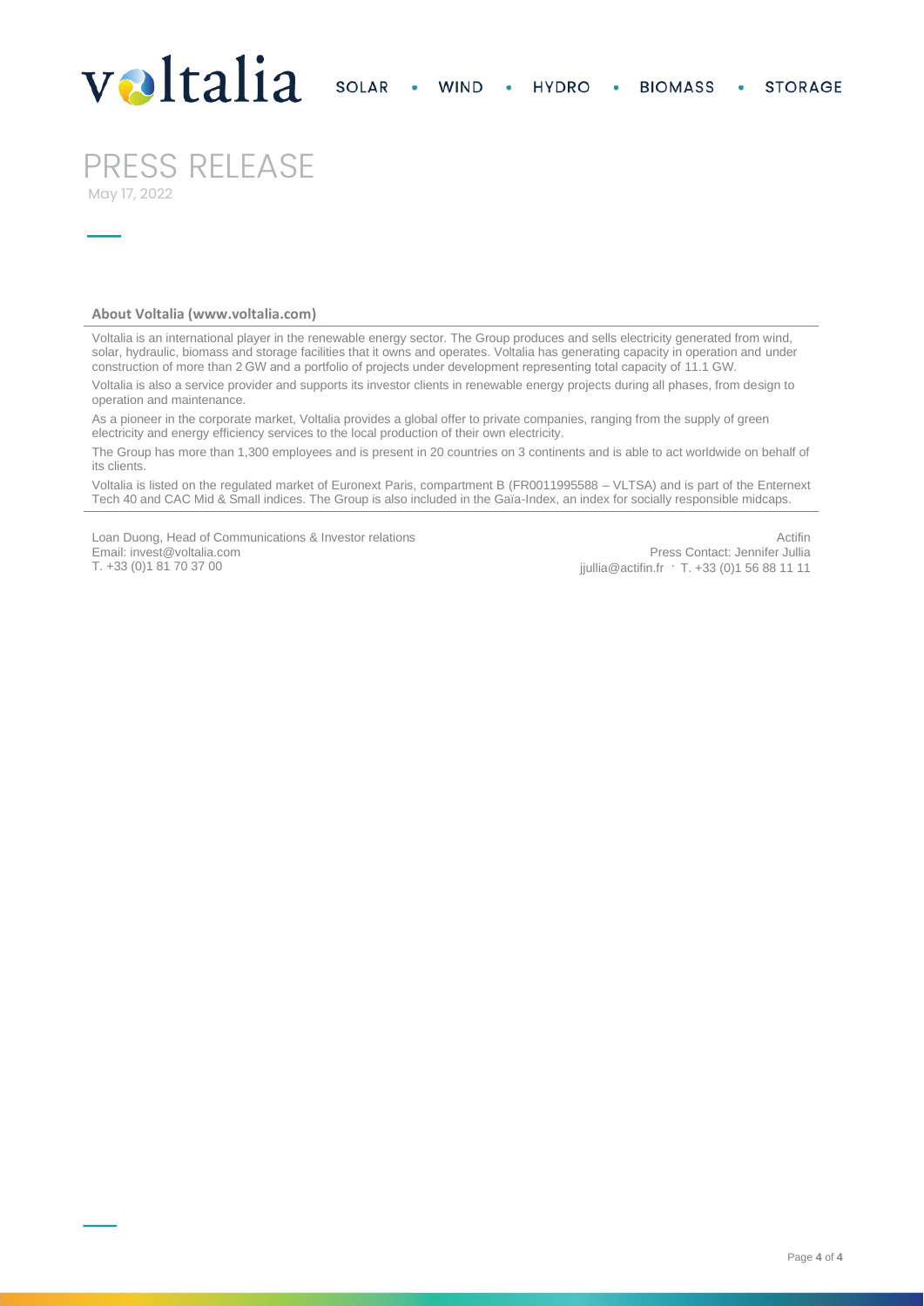# PRESS RELEASE

May 17, 2022

**About Voltalia (www.voltalia.com)**

Voltalia is an international player in the renewable energy sector. The Group produces and sells electricity generated from wind, solar, hydraulic, biomass and storage facilities that it owns and operates. Voltalia has generating capacity in operation and under construction of more than 2 GW and a portfolio of projects under development representing total capacity of 11.1 GW.

Voltalia is also a service provider and supports its investor clients in renewable energy projects during all phases, from design to operation and maintenance.

As a pioneer in the corporate market, Voltalia provides a global offer to private companies, ranging from the supply of green electricity and energy efficiency services to the local production of their own electricity.

The Group has more than 1,300 employees and is present in 20 countries on 3 continents and is able to act worldwide on behalf of its clients.

Voltalia is listed on the regulated market of Euronext Paris, compartment B (FR0011995588 – VLTSA) and is part of the Enternext Tech 40 and CAC Mid & Small indices. The Group is also included in the Gaïa-Index, an index for socially responsible midcaps.

Loan Duong, Head of Communications & Investor relations
Email: invest@voltalia.com
T. +33 (0)1 81 70 37 00

Actifin
Press Contact: Jennifer Jullia
jjullia@actifin.fr · T. +33 (0)1 56 88 11 11